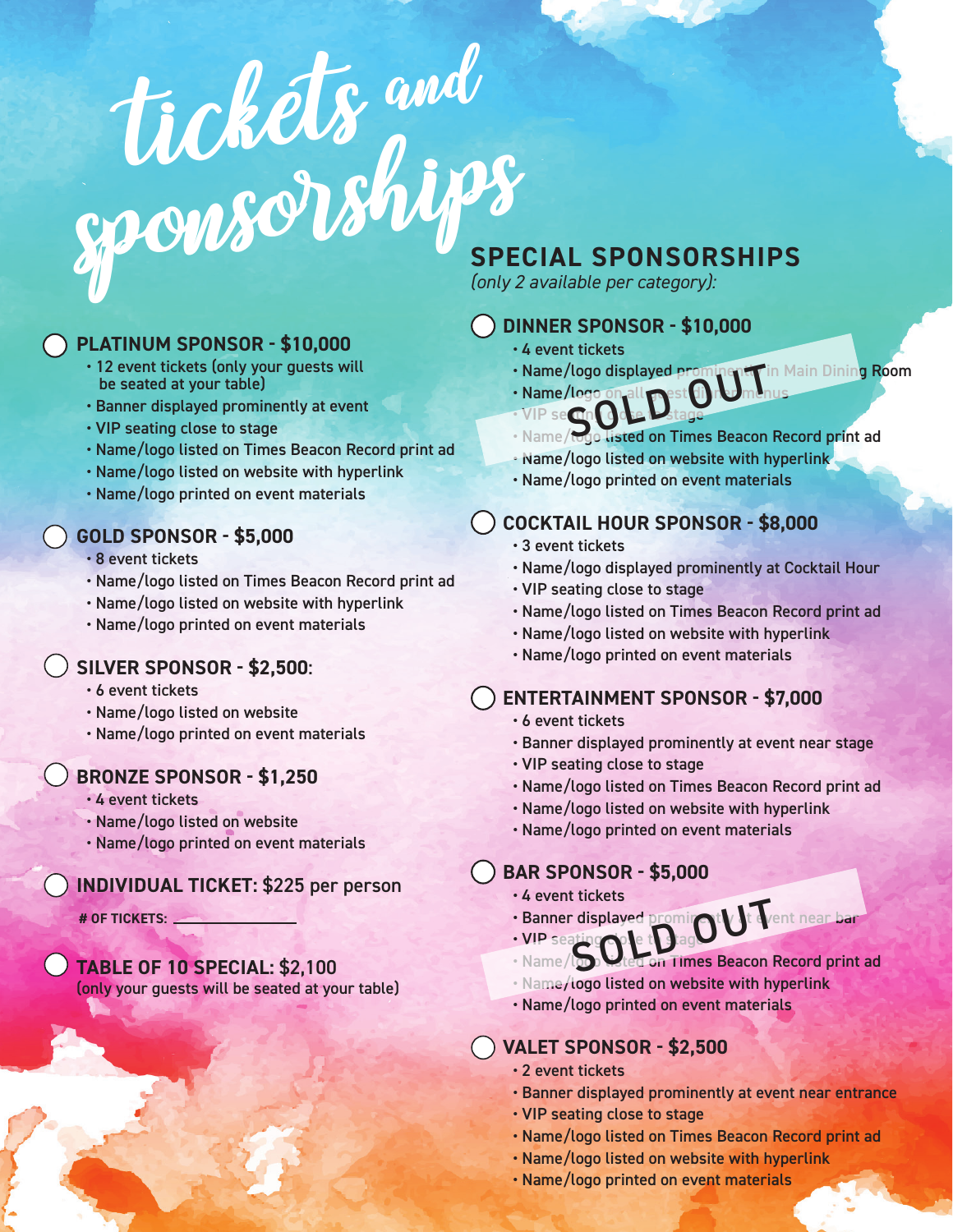# tickets and sponsorships

- ◯ **PLATINUM SPONSOR - $10,000**
  - 12 event tickets (only your guests will be seated at your table)
  - Banner displayed prominently at event
  - VIP seating close to stage
  - Name/logo listed on Times Beacon Record print ad
  - Name/logo listed on website with hyperlink
  - Name/logo printed on event materials

- ◯ **GOLD SPONSOR - $5,000**
  - 8 event tickets
  - Name/logo listed on Times Beacon Record print ad
  - Name/logo listed on website with hyperlink
  - Name/logo printed on event materials

- ◯ **SILVER SPONSOR - $2,500:**
  - 6 event tickets
  - Name/logo listed on website
  - Name/logo printed on event materials

- ◯ **BRONZE SPONSOR - $1,250**
  - 4 event tickets
  - Name/logo listed on website
  - Name/logo printed on event materials

◯ **INDIVIDUAL TICKET:** $225 per person

**# OF TICKETS:** ____________

◯ **TABLE OF 10 SPECIAL:** $2,100
(only your guests will be seated at your table)

## SPECIAL SPONSORSHIPS

*(only 2 available per category):*

- ◯ **DINNER SPONSOR - $10,000** — SOLD OUT
  - 4 event tickets
  - Name/logo displayed prominently in Main Dining Room
  - Name/logo on all guest dinner menus
  - VIP seating close to stage
  - Name/logo listed on Times Beacon Record print ad
  - Name/logo listed on website with hyperlink
  - Name/logo printed on event materials

- ◯ **COCKTAIL HOUR SPONSOR - $8,000**
  - 3 event tickets
  - Name/logo displayed prominently at Cocktail Hour
  - VIP seating close to stage
  - Name/logo listed on Times Beacon Record print ad
  - Name/logo listed on website with hyperlink
  - Name/logo printed on event materials

- ◯ **ENTERTAINMENT SPONSOR - $7,000**
  - 6 event tickets
  - Banner displayed prominently at event near stage
  - VIP seating close to stage
  - Name/logo listed on Times Beacon Record print ad
  - Name/logo listed on website with hyperlink
  - Name/logo printed on event materials

- ◯ **BAR SPONSOR - $5,000** — SOLD OUT
  - 4 event tickets
  - Banner displayed prominently at event near bar
  - VIP seating close to stage
  - Name/logo listed on Times Beacon Record print ad
  - Name/logo listed on website with hyperlink
  - Name/logo printed on event materials

- ◯ **VALET SPONSOR - $2,500**
  - 2 event tickets
  - Banner displayed prominently at event near entrance
  - VIP seating close to stage
  - Name/logo listed on Times Beacon Record print ad
  - Name/logo listed on website with hyperlink
  - Name/logo printed on event materials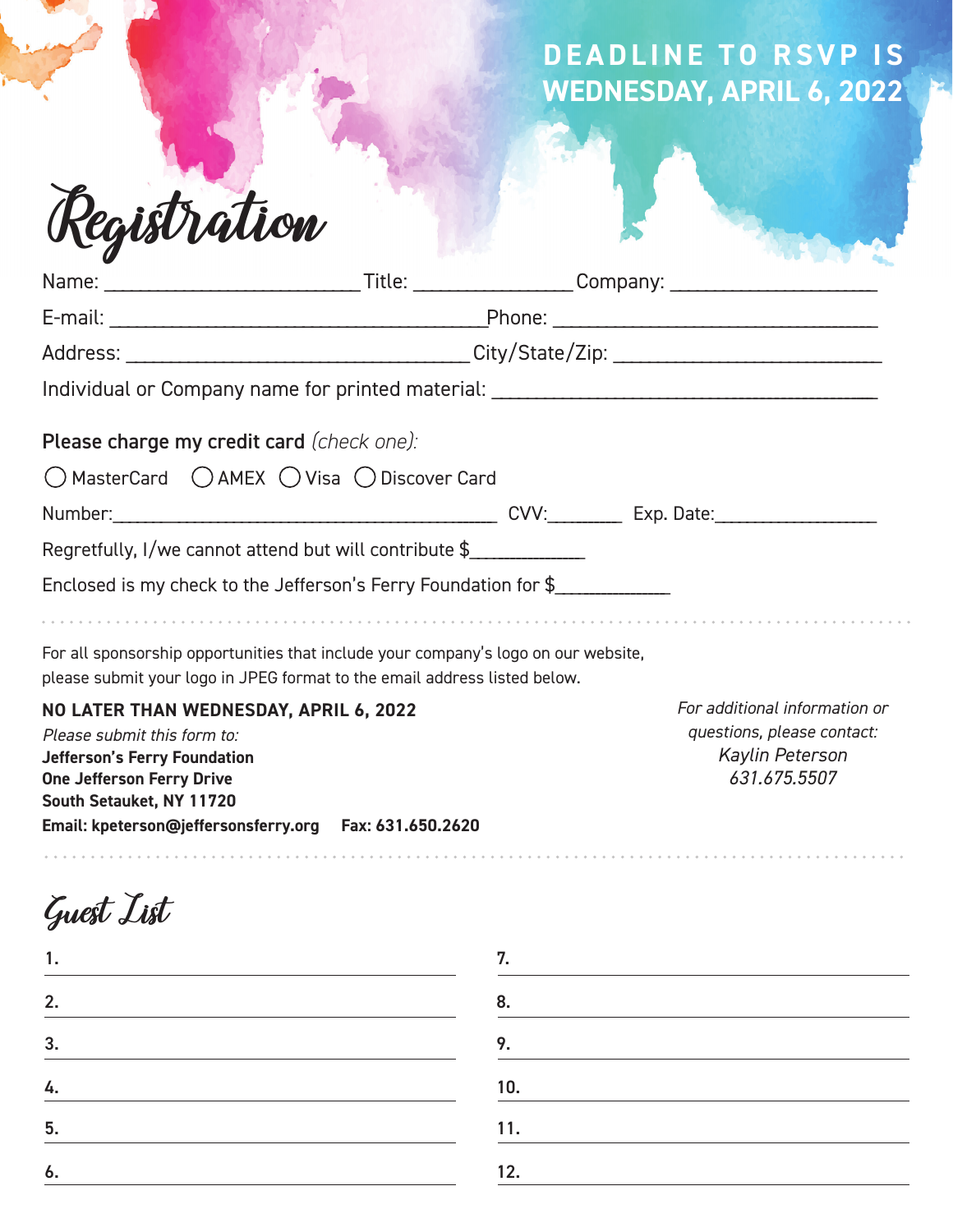**DEADLINE TO RSVP IS WEDNESDAY, APRIL 6, 2022**

# Registration

Name: ________________________ Title: _______________ Company: ____________________

E-mail: ____________________________________ Phone: _______________________________

Address: _________________________________ City/State/Zip: _________________________

Individual or Company name for printed material: ___________________________________

**Please charge my credit card** *(check one):*

◯ MasterCard ◯ AMEX ◯ Visa ◯ Discover Card

Number:____________________________________ CVV:________ Exp. Date:________________

Regretfully, I/we cannot attend but will contribute $____________

Enclosed is my check to the Jefferson's Ferry Foundation for $____________

For all sponsorship opportunities that include your company's logo on our website, please submit your logo in JPEG format to the email address listed below.

**NO LATER THAN WEDNESDAY, APRIL 6, 2022**

*Please submit this form to:*

**Jefferson's Ferry Foundation**
**One Jefferson Ferry Drive**
**South Setauket, NY 11720**
**Email: kpeterson@jeffersonsferry.org Fax: 631.650.2620**

*For additional information or questions, please contact:*
*Kaylin Peterson*
*631.675.5507*

# Guest List

1. ______________________
2. ______________________
3. ______________________
4. ______________________
5. ______________________
6. ______________________
7. ______________________
8. ______________________
9. ______________________
10. ______________________
11. ______________________
12. ______________________